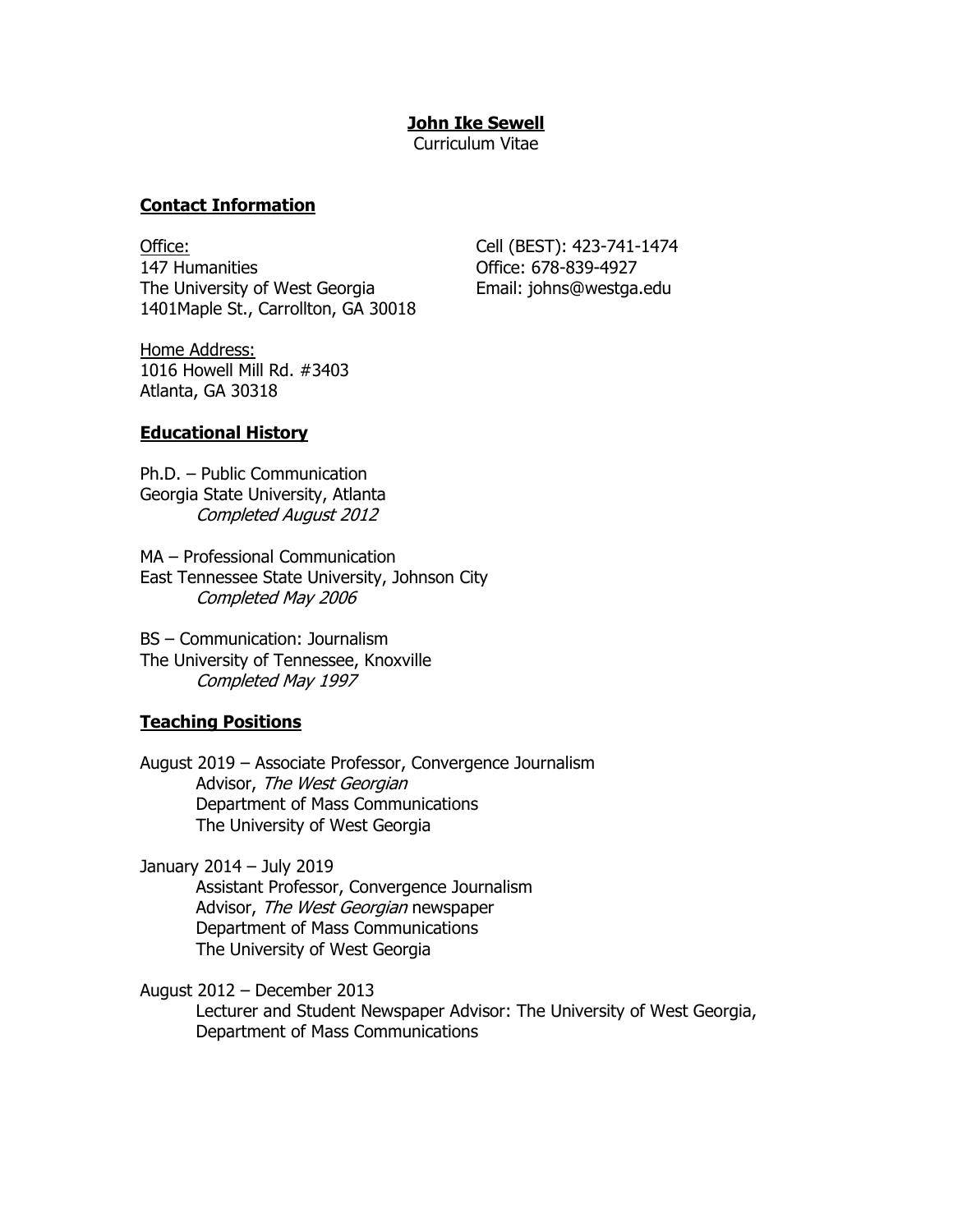# John Ike Sewell

Curriculum Vitae

## Contact Information

Office:
147 Humanities
The University of West Georgia
1401Maple St., Carrollton, GA 30018

Cell (BEST): 423-741-1474
Office: 678-839-4927
Email: johns@westga.edu

Home Address:
1016 Howell Mill Rd. #3403
Atlanta, GA 30318

## Educational History

Ph.D. – Public Communication
Georgia State University, Atlanta
*Completed August 2012*

MA – Professional Communication
East Tennessee State University, Johnson City
*Completed May 2006*

BS – Communication: Journalism
The University of Tennessee, Knoxville
*Completed May 1997*

## Teaching Positions

August 2019 – Associate Professor, Convergence Journalism
Advisor, *The West Georgian*
Department of Mass Communications
The University of West Georgia

January 2014 – July 2019
Assistant Professor, Convergence Journalism
Advisor, *The West Georgian* newspaper
Department of Mass Communications
The University of West Georgia

August 2012 – December 2013
Lecturer and Student Newspaper Advisor: The University of West Georgia, Department of Mass Communications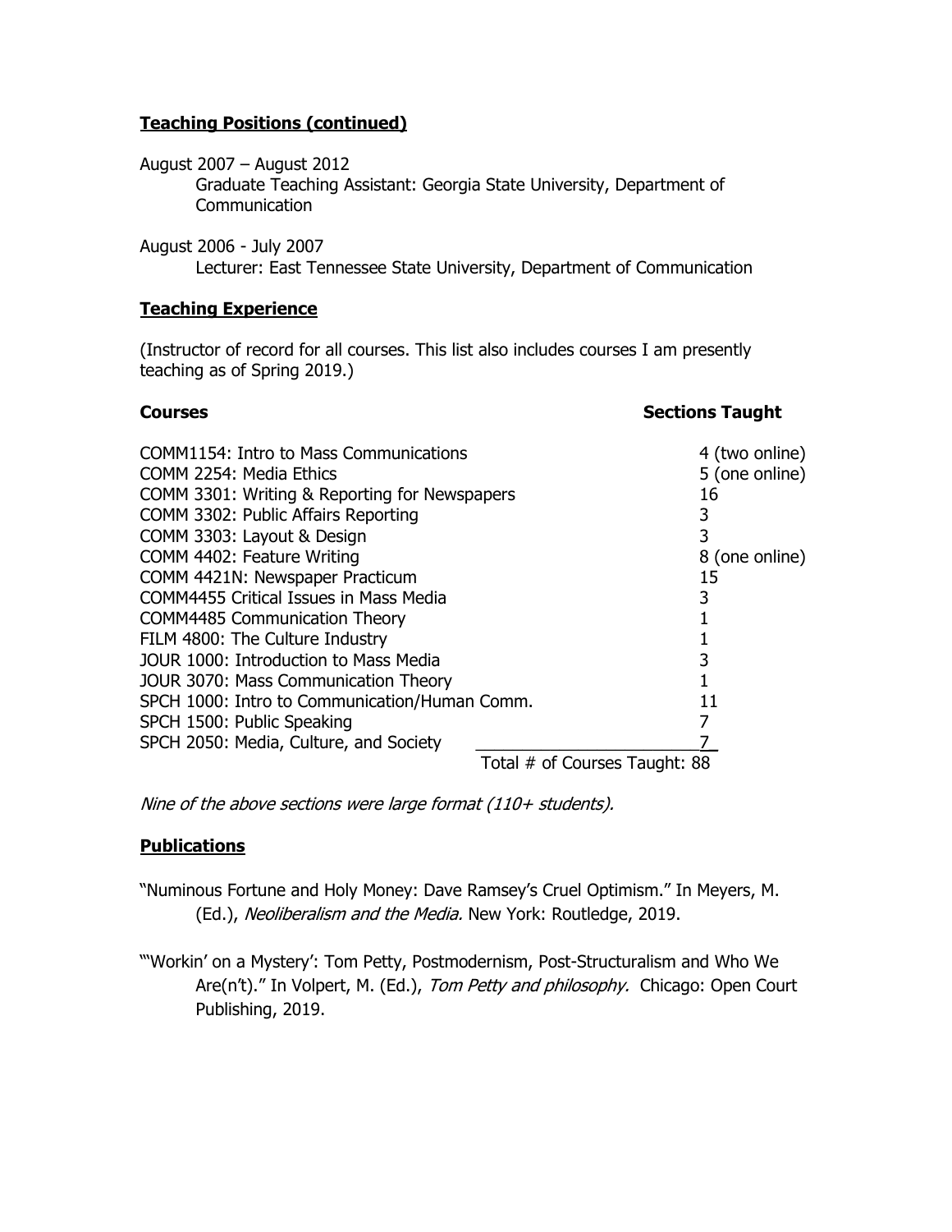**Teaching Positions (continued)**

August 2007 – August 2012
Graduate Teaching Assistant: Georgia State University, Department of Communication

August 2006 - July 2007
Lecturer: East Tennessee State University, Department of Communication

**Teaching Experience**

(Instructor of record for all courses. This list also includes courses I am presently teaching as of Spring 2019.)

| **Courses** | **Sections Taught** |
|---|---|
| COMM1154: Intro to Mass Communications | 4 (two online) |
| COMM 2254: Media Ethics | 5 (one online) |
| COMM 3301: Writing & Reporting for Newspapers | 16 |
| COMM 3302: Public Affairs Reporting | 3 |
| COMM 3303: Layout & Design | 3 |
| COMM 4402: Feature Writing | 8 (one online) |
| COMM 4421N: Newspaper Practicum | 15 |
| COMM4455 Critical Issues in Mass Media | 3 |
| COMM4485 Communication Theory | 1 |
| FILM 4800: The Culture Industry | 1 |
| JOUR 1000: Introduction to Mass Media | 3 |
| JOUR 3070: Mass Communication Theory | 1 |
| SPCH 1000: Intro to Communication/Human Comm. | 11 |
| SPCH 1500: Public Speaking | 7 |
| SPCH 2050: Media, Culture, and Society | 7 |
| Total # of Courses Taught: | 88 |

*Nine of the above sections were large format (110+ students).*

**Publications**

"Numinous Fortune and Holy Money: Dave Ramsey's Cruel Optimism." In Meyers, M. (Ed.), *Neoliberalism and the Media.* New York: Routledge, 2019.

"'Workin' on a Mystery': Tom Petty, Postmodernism, Post-Structuralism and Who We Are(n't)." In Volpert, M. (Ed.), *Tom Petty and philosophy.* Chicago: Open Court Publishing, 2019.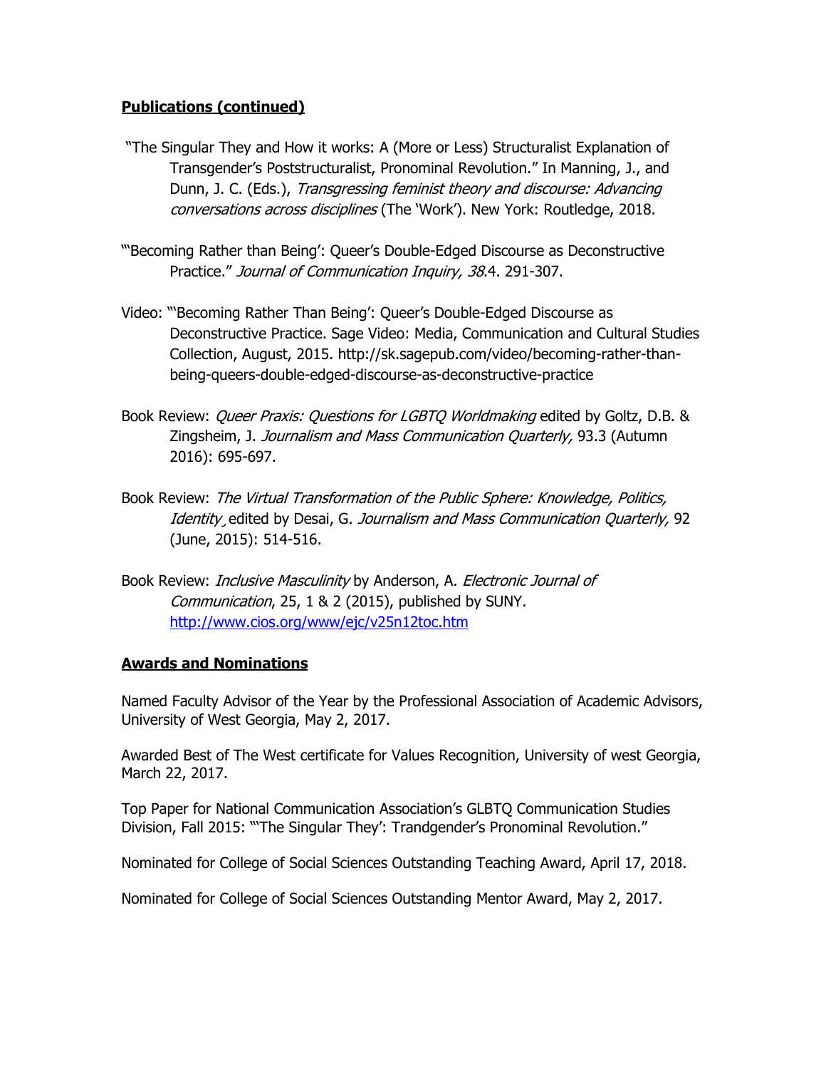**Publications (continued)**

"The Singular They and How it works: A (More or Less) Structuralist Explanation of Transgender's Poststructuralist, Pronominal Revolution." In Manning, J., and Dunn, J. C. (Eds.), *Transgressing feminist theory and discourse: Advancing conversations across disciplines* (The 'Work'). New York: Routledge, 2018.

"'Becoming Rather than Being': Queer's Double-Edged Discourse as Deconstructive Practice." *Journal of Communication Inquiry, 38*.4. 291-307.

Video: "'Becoming Rather Than Being': Queer's Double-Edged Discourse as Deconstructive Practice. Sage Video: Media, Communication and Cultural Studies Collection, August, 2015. http://sk.sagepub.com/video/becoming-rather-than-being-queers-double-edged-discourse-as-deconstructive-practice

Book Review: *Queer Praxis: Questions for LGBTQ Worldmaking* edited by Goltz, D.B. & Zingsheim, J. *Journalism and Mass Communication Quarterly,* 93.3 (Autumn 2016): 695-697.

Book Review: *The Virtual Transformation of the Public Sphere: Knowledge, Politics, Identity*¸ edited by Desai, G. *Journalism and Mass Communication Quarterly,* 92 (June, 2015): 514-516.

Book Review: *Inclusive Masculinity* by Anderson, A. *Electronic Journal of Communication*, 25, 1 & 2 (2015), published by SUNY. http://www.cios.org/www/ejc/v25n12toc.htm

**Awards and Nominations**

Named Faculty Advisor of the Year by the Professional Association of Academic Advisors, University of West Georgia, May 2, 2017.

Awarded Best of The West certificate for Values Recognition, University of west Georgia, March 22, 2017.

Top Paper for National Communication Association's GLBTQ Communication Studies Division, Fall 2015: "'The Singular They': Trandgender's Pronominal Revolution."

Nominated for College of Social Sciences Outstanding Teaching Award, April 17, 2018.

Nominated for College of Social Sciences Outstanding Mentor Award, May 2, 2017.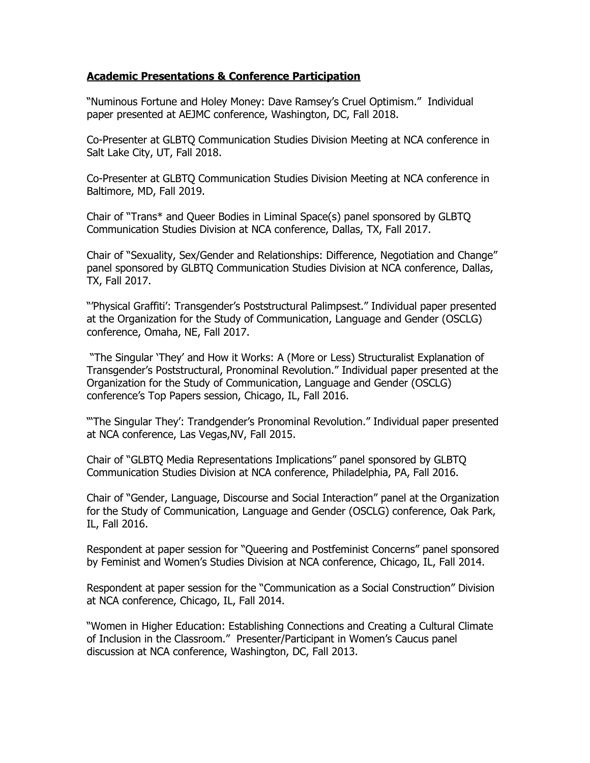**Academic Presentations & Conference Participation**

"Numinous Fortune and Holey Money: Dave Ramsey's Cruel Optimism." Individual paper presented at AEJMC conference, Washington, DC, Fall 2018.

Co-Presenter at GLBTQ Communication Studies Division Meeting at NCA conference in Salt Lake City, UT, Fall 2018.

Co-Presenter at GLBTQ Communication Studies Division Meeting at NCA conference in Baltimore, MD, Fall 2019.

Chair of "Trans* and Queer Bodies in Liminal Space(s) panel sponsored by GLBTQ Communication Studies Division at NCA conference, Dallas, TX, Fall 2017.

Chair of "Sexuality, Sex/Gender and Relationships: Difference, Negotiation and Change" panel sponsored by GLBTQ Communication Studies Division at NCA conference, Dallas, TX, Fall 2017.

"'Physical Graffiti': Transgender's Poststructural Palimpsest." Individual paper presented at the Organization for the Study of Communication, Language and Gender (OSCLG) conference, Omaha, NE, Fall 2017.

"The Singular 'They' and How it Works: A (More or Less) Structuralist Explanation of Transgender's Poststructural, Pronominal Revolution." Individual paper presented at the Organization for the Study of Communication, Language and Gender (OSCLG) conference's Top Papers session, Chicago, IL, Fall 2016.

"'The Singular They': Trandgender's Pronominal Revolution." Individual paper presented at NCA conference, Las Vegas,NV, Fall 2015.

Chair of "GLBTQ Media Representations Implications" panel sponsored by GLBTQ Communication Studies Division at NCA conference, Philadelphia, PA, Fall 2016.

Chair of "Gender, Language, Discourse and Social Interaction" panel at the Organization for the Study of Communication, Language and Gender (OSCLG) conference, Oak Park, IL, Fall 2016.

Respondent at paper session for "Queering and Postfeminist Concerns" panel sponsored by Feminist and Women's Studies Division at NCA conference, Chicago, IL, Fall 2014.

Respondent at paper session for the "Communication as a Social Construction" Division at NCA conference, Chicago, IL, Fall 2014.

"Women in Higher Education: Establishing Connections and Creating a Cultural Climate of Inclusion in the Classroom." Presenter/Participant in Women's Caucus panel discussion at NCA conference, Washington, DC, Fall 2013.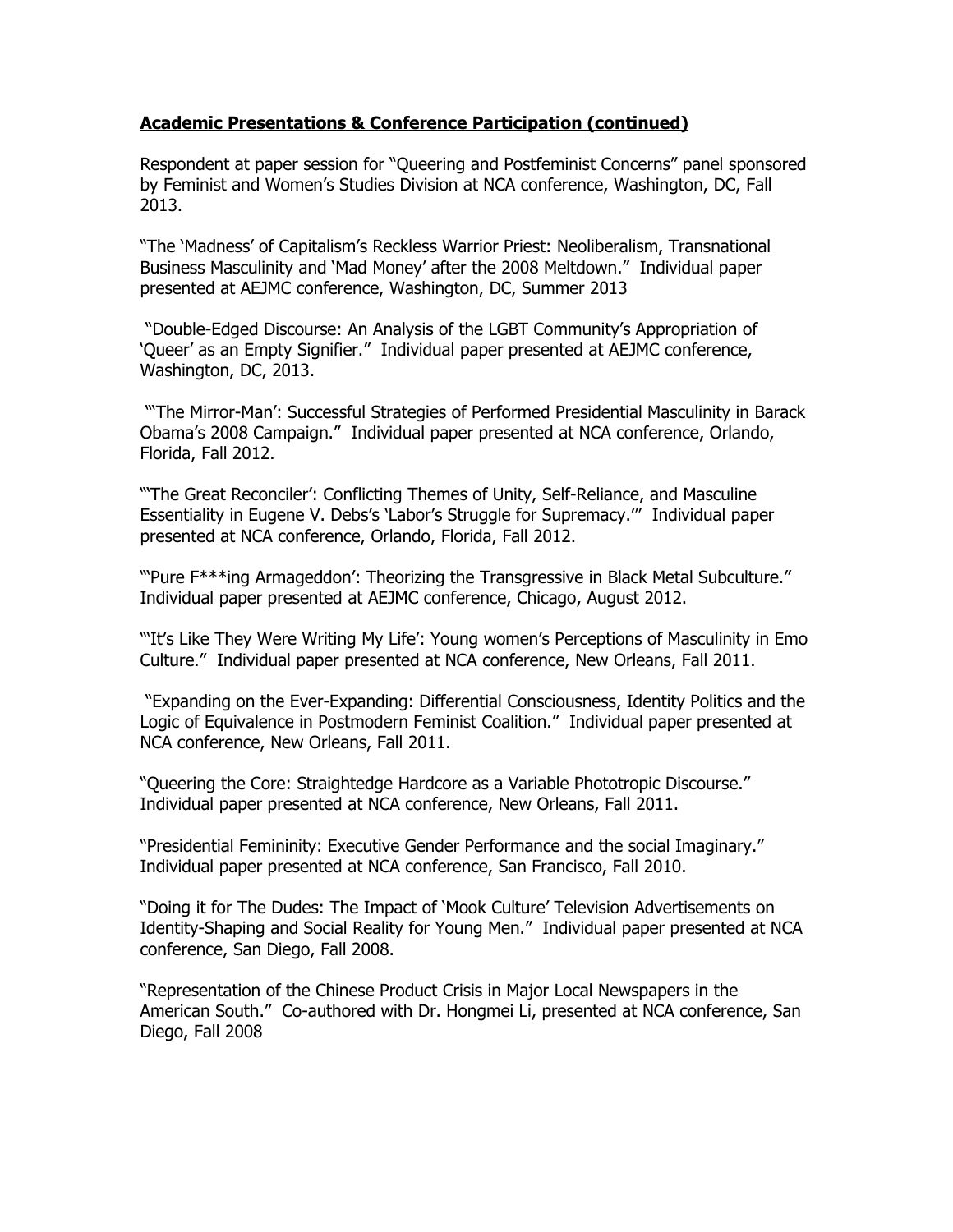**Academic Presentations & Conference Participation (continued)**

Respondent at paper session for "Queering and Postfeminist Concerns" panel sponsored by Feminist and Women's Studies Division at NCA conference, Washington, DC, Fall 2013.

"The 'Madness' of Capitalism's Reckless Warrior Priest: Neoliberalism, Transnational Business Masculinity and 'Mad Money' after the 2008 Meltdown." Individual paper presented at AEJMC conference, Washington, DC, Summer 2013

"Double-Edged Discourse: An Analysis of the LGBT Community's Appropriation of 'Queer' as an Empty Signifier." Individual paper presented at AEJMC conference, Washington, DC, 2013.

"'The Mirror-Man': Successful Strategies of Performed Presidential Masculinity in Barack Obama's 2008 Campaign." Individual paper presented at NCA conference, Orlando, Florida, Fall 2012.

"'The Great Reconciler': Conflicting Themes of Unity, Self-Reliance, and Masculine Essentiality in Eugene V. Debs's 'Labor's Struggle for Supremacy.'" Individual paper presented at NCA conference, Orlando, Florida, Fall 2012.

"'Pure F***ing Armageddon': Theorizing the Transgressive in Black Metal Subculture." Individual paper presented at AEJMC conference, Chicago, August 2012.

"'It's Like They Were Writing My Life': Young women's Perceptions of Masculinity in Emo Culture." Individual paper presented at NCA conference, New Orleans, Fall 2011.

"Expanding on the Ever-Expanding: Differential Consciousness, Identity Politics and the Logic of Equivalence in Postmodern Feminist Coalition." Individual paper presented at NCA conference, New Orleans, Fall 2011.

"Queering the Core: Straightedge Hardcore as a Variable Phototropic Discourse." Individual paper presented at NCA conference, New Orleans, Fall 2011.

"Presidential Femininity: Executive Gender Performance and the social Imaginary." Individual paper presented at NCA conference, San Francisco, Fall 2010.

"Doing it for The Dudes: The Impact of 'Mook Culture' Television Advertisements on Identity-Shaping and Social Reality for Young Men." Individual paper presented at NCA conference, San Diego, Fall 2008.

"Representation of the Chinese Product Crisis in Major Local Newspapers in the American South." Co-authored with Dr. Hongmei Li, presented at NCA conference, San Diego, Fall 2008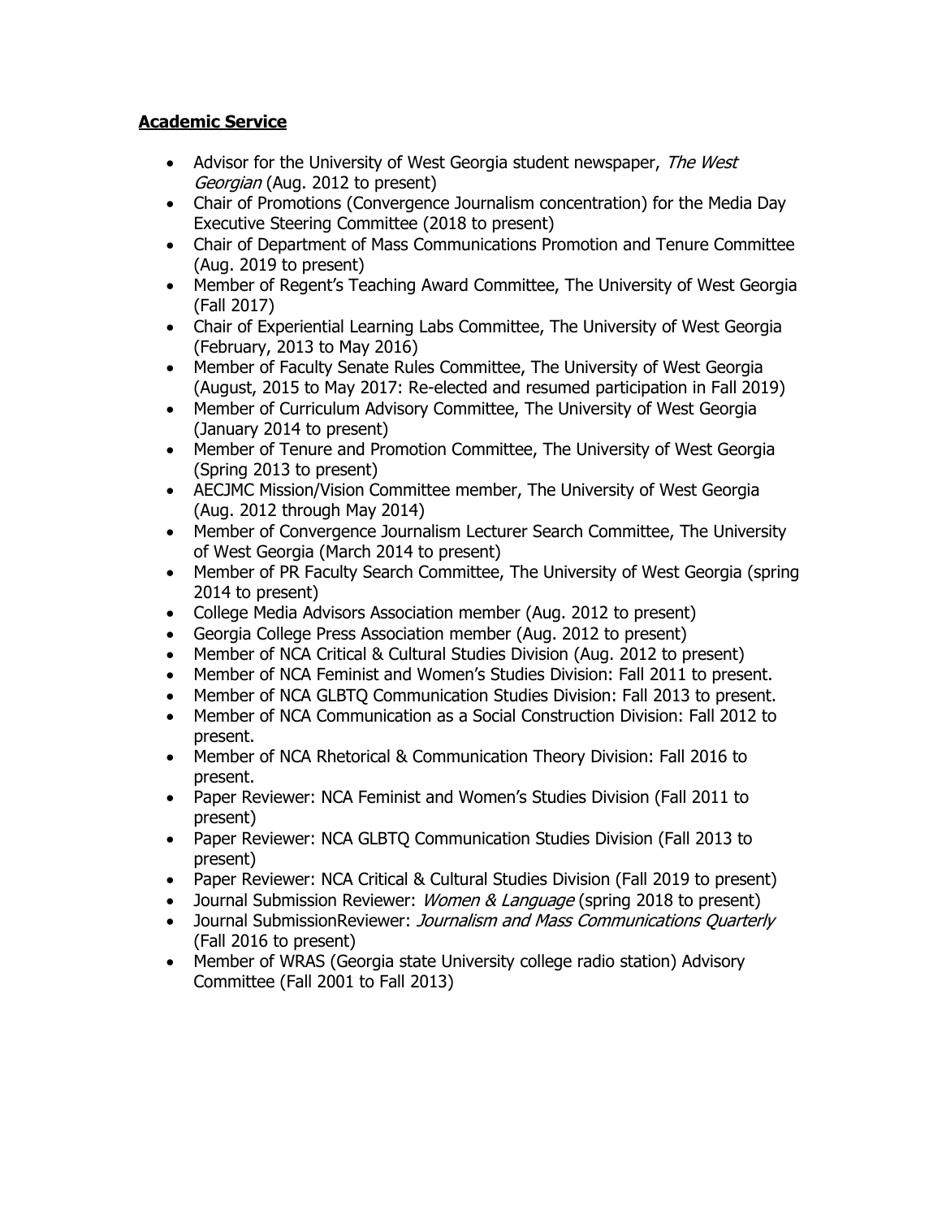## Academic Service

- Advisor for the University of West Georgia student newspaper, *The West Georgian* (Aug. 2012 to present)
- Chair of Promotions (Convergence Journalism concentration) for the Media Day Executive Steering Committee (2018 to present)
- Chair of Department of Mass Communications Promotion and Tenure Committee (Aug. 2019 to present)
- Member of Regent's Teaching Award Committee, The University of West Georgia (Fall 2017)
- Chair of Experiential Learning Labs Committee, The University of West Georgia (February, 2013 to May 2016)
- Member of Faculty Senate Rules Committee, The University of West Georgia (August, 2015 to May 2017: Re-elected and resumed participation in Fall 2019)
- Member of Curriculum Advisory Committee, The University of West Georgia (January 2014 to present)
- Member of Tenure and Promotion Committee, The University of West Georgia (Spring 2013 to present)
- AECJMC Mission/Vision Committee member, The University of West Georgia (Aug. 2012 through May 2014)
- Member of Convergence Journalism Lecturer Search Committee, The University of West Georgia (March 2014 to present)
- Member of PR Faculty Search Committee, The University of West Georgia (spring 2014 to present)
- College Media Advisors Association member (Aug. 2012 to present)
- Georgia College Press Association member (Aug. 2012 to present)
- Member of NCA Critical & Cultural Studies Division (Aug. 2012 to present)
- Member of NCA Feminist and Women's Studies Division: Fall 2011 to present.
- Member of NCA GLBTQ Communication Studies Division: Fall 2013 to present.
- Member of NCA Communication as a Social Construction Division: Fall 2012 to present.
- Member of NCA Rhetorical & Communication Theory Division: Fall 2016 to present.
- Paper Reviewer: NCA Feminist and Women's Studies Division (Fall 2011 to present)
- Paper Reviewer: NCA GLBTQ Communication Studies Division (Fall 2013 to present)
- Paper Reviewer: NCA Critical & Cultural Studies Division (Fall 2019 to present)
- Journal Submission Reviewer: *Women & Language* (spring 2018 to present)
- Journal SubmissionReviewer: *Journalism and Mass Communications Quarterly* (Fall 2016 to present)
- Member of WRAS (Georgia state University college radio station) Advisory Committee (Fall 2001 to Fall 2013)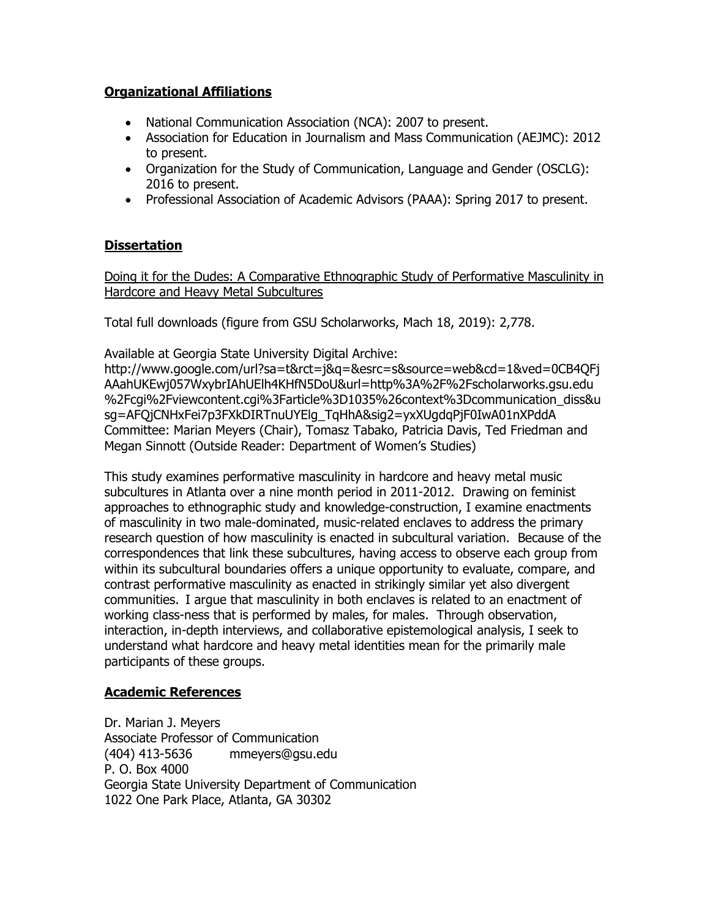## Organizational Affiliations

- National Communication Association (NCA): 2007 to present.
- Association for Education in Journalism and Mass Communication (AEJMC): 2012 to present.
- Organization for the Study of Communication, Language and Gender (OSCLG): 2016 to present.
- Professional Association of Academic Advisors (PAAA): Spring 2017 to present.

## Dissertation

Doing it for the Dudes: A Comparative Ethnographic Study of Performative Masculinity in Hardcore and Heavy Metal Subcultures

Total full downloads (figure from GSU Scholarworks, Mach 18, 2019): 2,778.

Available at Georgia State University Digital Archive:
http://www.google.com/url?sa=t&rct=j&q=&esrc=s&source=web&cd=1&ved=0CB4QFjAAahUKEwj057WxybrIAhUElh4KHfN5DoU&url=http%3A%2F%2Fscholarworks.gsu.edu%2Fcgi%2Fviewcontent.cgi%3Farticle%3D1035%26context%3Dcommunication_diss&usg=AFQjCNHxFei7p3FXkDIRTnuUYElg_TqHhA&sig2=yxXUgdqPjF0IwA01nXPddA
Committee: Marian Meyers (Chair), Tomasz Tabako, Patricia Davis, Ted Friedman and Megan Sinnott (Outside Reader: Department of Women's Studies)

This study examines performative masculinity in hardcore and heavy metal music subcultures in Atlanta over a nine month period in 2011-2012. Drawing on feminist approaches to ethnographic study and knowledge-construction, I examine enactments of masculinity in two male-dominated, music-related enclaves to address the primary research question of how masculinity is enacted in subcultural variation. Because of the correspondences that link these subcultures, having access to observe each group from within its subcultural boundaries offers a unique opportunity to evaluate, compare, and contrast performative masculinity as enacted in strikingly similar yet also divergent communities. I argue that masculinity in both enclaves is related to an enactment of working class-ness that is performed by males, for males. Through observation, interaction, in-depth interviews, and collaborative epistemological analysis, I seek to understand what hardcore and heavy metal identities mean for the primarily male participants of these groups.

## Academic References

Dr. Marian J. Meyers
Associate Professor of Communication
(404) 413-5636 mmeyers@gsu.edu
P. O. Box 4000
Georgia State University Department of Communication
1022 One Park Place, Atlanta, GA 30302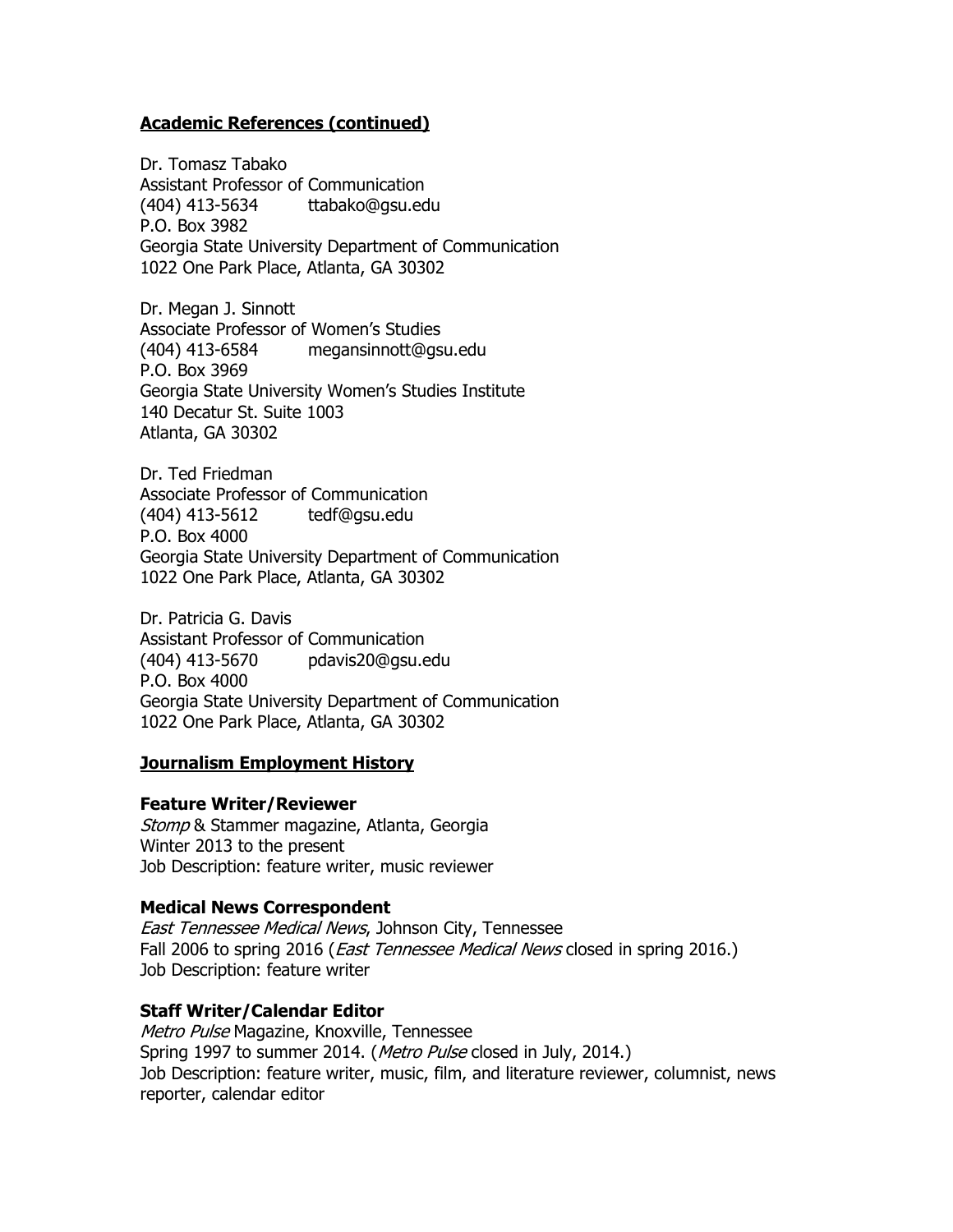**Academic References (continued)**

Dr. Tomasz Tabako
Assistant Professor of Communication
(404) 413-5634 ttabako@gsu.edu
P.O. Box 3982
Georgia State University Department of Communication
1022 One Park Place, Atlanta, GA 30302

Dr. Megan J. Sinnott
Associate Professor of Women's Studies
(404) 413-6584 megansinnott@gsu.edu
P.O. Box 3969
Georgia State University Women's Studies Institute
140 Decatur St. Suite 1003
Atlanta, GA 30302

Dr. Ted Friedman
Associate Professor of Communication
(404) 413-5612 tedf@gsu.edu
P.O. Box 4000
Georgia State University Department of Communication
1022 One Park Place, Atlanta, GA 30302

Dr. Patricia G. Davis
Assistant Professor of Communication
(404) 413-5670 pdavis20@gsu.edu
P.O. Box 4000
Georgia State University Department of Communication
1022 One Park Place, Atlanta, GA 30302

**Journalism Employment History**

**Feature Writer/Reviewer**
*Stomp* & Stammer magazine, Atlanta, Georgia
Winter 2013 to the present
Job Description: feature writer, music reviewer

**Medical News Correspondent**
*East Tennessee Medical News*, Johnson City, Tennessee
Fall 2006 to spring 2016 (*East Tennessee Medical News* closed in spring 2016.)
Job Description: feature writer

**Staff Writer/Calendar Editor**
*Metro Pulse* Magazine, Knoxville, Tennessee
Spring 1997 to summer 2014. (*Metro Pulse* closed in July, 2014.)
Job Description: feature writer, music, film, and literature reviewer, columnist, news reporter, calendar editor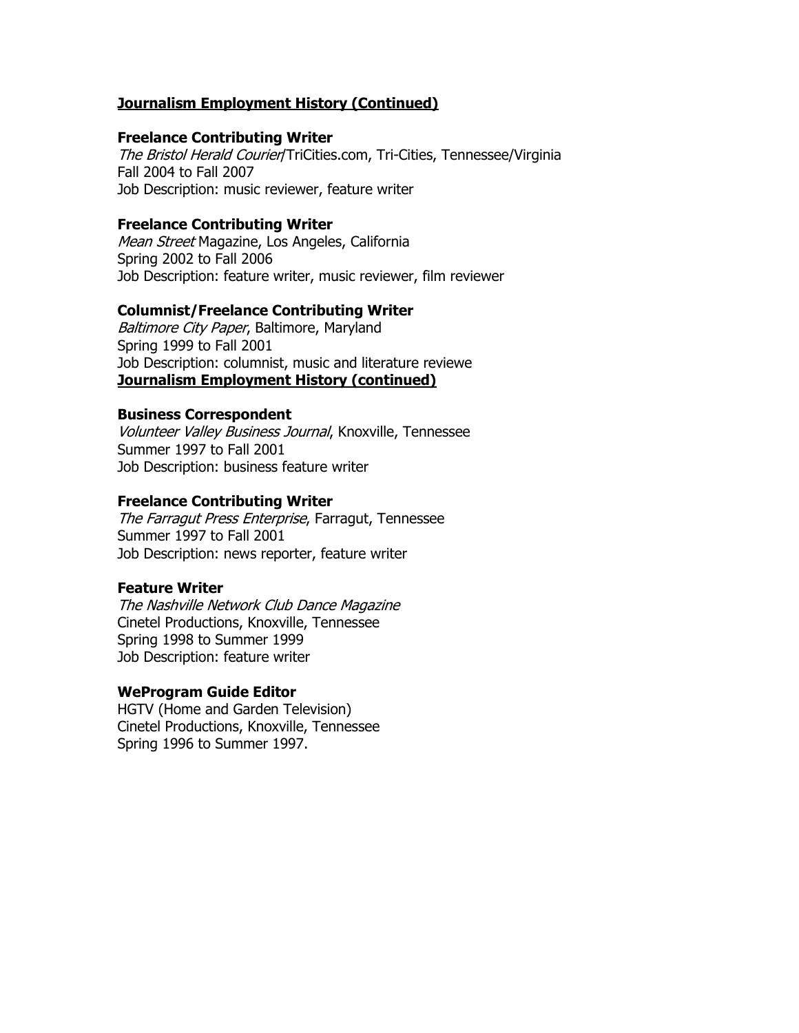**Journalism Employment History (Continued)**

**Freelance Contributing Writer**
*The Bristol Herald Courier*/TriCities.com, Tri-Cities, Tennessee/Virginia
Fall 2004 to Fall 2007
Job Description: music reviewer, feature writer

**Freelance Contributing Writer**
*Mean Street* Magazine, Los Angeles, California
Spring 2002 to Fall 2006
Job Description: feature writer, music reviewer, film reviewer

**Columnist/Freelance Contributing Writer**
*Baltimore City Paper*, Baltimore, Maryland
Spring 1999 to Fall 2001
Job Description: columnist, music and literature reviewe

**Journalism Employment History (continued)**

**Business Correspondent**
*Volunteer Valley Business Journal*, Knoxville, Tennessee
Summer 1997 to Fall 2001
Job Description: business feature writer

**Freelance Contributing Writer**
*The Farragut Press Enterprise*, Farragut, Tennessee
Summer 1997 to Fall 2001
Job Description: news reporter, feature writer

**Feature Writer**
*The Nashville Network Club Dance Magazine*
Cinetel Productions, Knoxville, Tennessee
Spring 1998 to Summer 1999
Job Description: feature writer

**WeProgram Guide Editor**
HGTV (Home and Garden Television)
Cinetel Productions, Knoxville, Tennessee
Spring 1996 to Summer 1997.